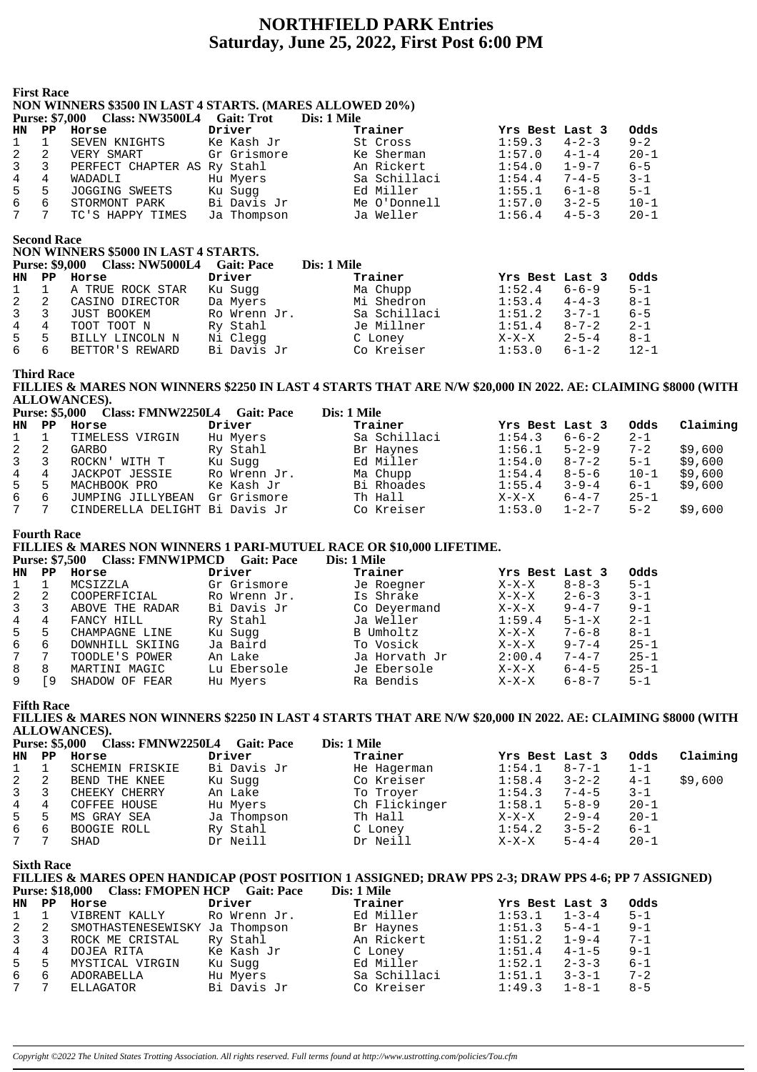# NORTHFIELD PARK Entries
## Saturday, June 25, 2022, First Post 6:00 PM

### First Race

**NON WINNERS $3500 IN LAST 4 STARTS. (MARES ALLOWED 20%)**

**Purse: $7,000 Class: NW3500L4 Gait: Trot Dis: 1 Mile**

| HN | PP | Horse | Driver | Trainer | Yrs Best | Last 3 | Odds |
|---|---|---|---|---|---|---|---|
| 1 | 1 | SEVEN KNIGHTS | Ke Kash Jr | St Cross | 1:59.3 | 4-2-3 | 9-2 |
| 2 | 2 | VERY SMART | Gr Grismore | Ke Sherman | 1:57.0 | 4-1-4 | 20-1 |
| 3 | 3 | PERFECT CHAPTER AS | Ry Stahl | An Rickert | 1:54.0 | 1-9-7 | 6-5 |
| 4 | 4 | WADADLI | Hu Myers | Sa Schillaci | 1:54.4 | 7-4-5 | 3-1 |
| 5 | 5 | JOGGING SWEETS | Ku Sugg | Ed Miller | 1:55.1 | 6-1-8 | 5-1 |
| 6 | 6 | STORMONT PARK | Bi Davis Jr | Me O'Donnell | 1:57.0 | 3-2-5 | 10-1 |
| 7 | 7 | TC'S HAPPY TIMES | Ja Thompson | Ja Weller | 1:56.4 | 4-5-3 | 20-1 |

### Second Race

**NON WINNERS $5000 IN LAST 4 STARTS.**

**Purse: $9,000 Class: NW5000L4 Gait: Pace Dis: 1 Mile**

| HN | PP | Horse | Driver | Trainer | Yrs Best | Last 3 | Odds |
|---|---|---|---|---|---|---|---|
| 1 | 1 | A TRUE ROCK STAR | Ku Sugg | Ma Chupp | 1:52.4 | 6-6-9 | 5-1 |
| 2 | 2 | CASINO DIRECTOR | Da Myers | Mi Shedron | 1:53.4 | 4-4-3 | 8-1 |
| 3 | 3 | JUST BOOKEM | Ro Wrenn Jr. | Sa Schillaci | 1:51.2 | 3-7-1 | 6-5 |
| 4 | 4 | TOOT TOOT N | Ry Stahl | Je Millner | 1:51.4 | 8-7-2 | 2-1 |
| 5 | 5 | BILLY LINCOLN N | Ni Clegg | C Loney | X-X-X | 2-5-4 | 8-1 |
| 6 | 6 | BETTOR'S REWARD | Bi Davis Jr | Co Kreiser | 1:53.0 | 6-1-2 | 12-1 |

### Third Race

**FILLIES & MARES NON WINNERS $2250 IN LAST 4 STARTS THAT ARE N/W $20,000 IN 2022. AE: CLAIMING $8000 (WITH ALLOWANCES).**

**Purse: $5,000 Class: FMNW2250L4 Gait: Pace Dis: 1 Mile**

| HN | PP | Horse | Driver | Trainer | Yrs Best | Last 3 | Odds | Claiming |
|---|---|---|---|---|---|---|---|---|
| 1 | 1 | TIMELESS VIRGIN | Hu Myers | Sa Schillaci | 1:54.3 | 6-6-2 | 2-1 | |
| 2 | 2 | GARBO | Ry Stahl | Br Haynes | 1:56.1 | 5-2-9 | 7-2 | $9,600 |
| 3 | 3 | ROCKN' WITH T | Ku Sugg | Ed Miller | 1:54.0 | 8-7-2 | 5-1 | $9,600 |
| 4 | 4 | JACKPOT JESSIE | Ro Wrenn Jr. | Ma Chupp | 1:54.4 | 8-5-6 | 10-1 | $9,600 |
| 5 | 5 | MACHBOOK PRO | Ke Kash Jr | Bi Rhoades | 1:55.4 | 3-9-4 | 6-1 | $9,600 |
| 6 | 6 | JUMPING JILLYBEAN | Gr Grismore | Th Hall | X-X-X | 6-4-7 | 25-1 | |
| 7 | 7 | CINDERELLA DELIGHT | Bi Davis Jr | Co Kreiser | 1:53.0 | 1-2-7 | 5-2 | $9,600 |

### Fourth Race

**FILLIES & MARES NON WINNERS 1 PARI-MUTUEL RACE OR $10,000 LIFETIME.**

**Purse: $7,500 Class: FMNW1PMCD Gait: Pace Dis: 1 Mile**

| HN | PP | Horse | Driver | Trainer | Yrs Best | Last 3 | Odds |
|---|---|---|---|---|---|---|---|
| 1 | 1 | MCSIZZLA | Gr Grismore | Je Roegner | X-X-X | 8-8-3 | 5-1 |
| 2 | 2 | COOPERFICIAL | Ro Wrenn Jr. | Is Shrake | X-X-X | 2-6-3 | 3-1 |
| 3 | 3 | ABOVE THE RADAR | Bi Davis Jr | Co Deyermand | X-X-X | 9-4-7 | 9-1 |
| 4 | 4 | FANCY HILL | Ry Stahl | Ja Weller | 1:59.4 | 5-1-X | 2-1 |
| 5 | 5 | CHAMPAGNE LINE | Ku Sugg | B Umholtz | X-X-X | 7-6-8 | 8-1 |
| 6 | 6 | DOWNHILL SKIING | Ja Baird | To Vosick | X-X-X | 9-7-4 | 25-1 |
| 7 | 7 | TOODLE'S POWER | An Lake | Ja Horvath Jr | 2:00.4 | 7-4-7 | 25-1 |
| 8 | 8 | MARTINI MAGIC | Lu Ebersole | Je Ebersole | X-X-X | 6-4-5 | 25-1 |
| 9 | [9 | SHADOW OF FEAR | Hu Myers | Ra Bendis | X-X-X | 6-8-7 | 5-1 |

### Fifth Race

**FILLIES & MARES NON WINNERS $2250 IN LAST 4 STARTS THAT ARE N/W $20,000 IN 2022. AE: CLAIMING $8000 (WITH ALLOWANCES).**

**Purse: $5,000 Class: FMNW2250L4 Gait: Pace Dis: 1 Mile**

| HN | PP | Horse | Driver | Trainer | Yrs Best | Last 3 | Odds | Claiming |
|---|---|---|---|---|---|---|---|---|
| 1 | 1 | SCHEMIN FRISKIE | Bi Davis Jr | He Hagerman | 1:54.1 | 8-7-1 | 1-1 | |
| 2 | 2 | BEND THE KNEE | Ku Sugg | Co Kreiser | 1:58.4 | 3-2-2 | 4-1 | $9,600 |
| 3 | 3 | CHEEKY CHERRY | An Lake | To Troyer | 1:54.3 | 7-4-5 | 3-1 | |
| 4 | 4 | COFFEE HOUSE | Hu Myers | Ch Flickinger | 1:58.1 | 5-8-9 | 20-1 | |
| 5 | 5 | MS GRAY SEA | Ja Thompson | Th Hall | X-X-X | 2-9-4 | 20-1 | |
| 6 | 6 | BOOGIE ROLL | Ry Stahl | C Loney | 1:54.2 | 3-5-2 | 6-1 | |
| 7 | 7 | SHAD | Dr Neill | Dr Neill | X-X-X | 5-4-4 | 20-1 | |

### Sixth Race

**FILLIES & MARES OPEN HANDICAP (POST POSITION 1 ASSIGNED; DRAW PPS 2-3; DRAW PPS 4-6; PP 7 ASSIGNED)**

**Purse: $18,000 Class: FMOPEN HCP Gait: Pace Dis: 1 Mile**

| HN | PP | Horse | Driver | Trainer | Yrs Best | Last 3 | Odds |
|---|---|---|---|---|---|---|---|
| 1 | 1 | VIBRENT KALLY | Ro Wrenn Jr. | Ed Miller | 1:53.1 | 1-3-4 | 5-1 |
| 2 | 2 | SMOTHASTENESEWISKY | Ja Thompson | Br Haynes | 1:51.3 | 5-4-1 | 9-1 |
| 3 | 3 | ROCK ME CRISTAL | Ry Stahl | An Rickert | 1:51.2 | 1-9-4 | 7-1 |
| 4 | 4 | DOJEA RITA | Ke Kash Jr | C Loney | 1:51.4 | 4-1-5 | 9-1 |
| 5 | 5 | MYSTICAL VIRGIN | Ku Sugg | Ed Miller | 1:52.1 | 2-3-3 | 6-1 |
| 6 | 6 | ADORABELLA | Hu Myers | Sa Schillaci | 1:51.1 | 3-3-1 | 7-2 |
| 7 | 7 | ELLAGATOR | Bi Davis Jr | Co Kreiser | 1:49.3 | 1-8-1 | 8-5 |

*Copyright ©2022 The United States Trotting Association. All rights reserved. Full terms found at http://www.ustrotting.com/policies/Tou.cfm*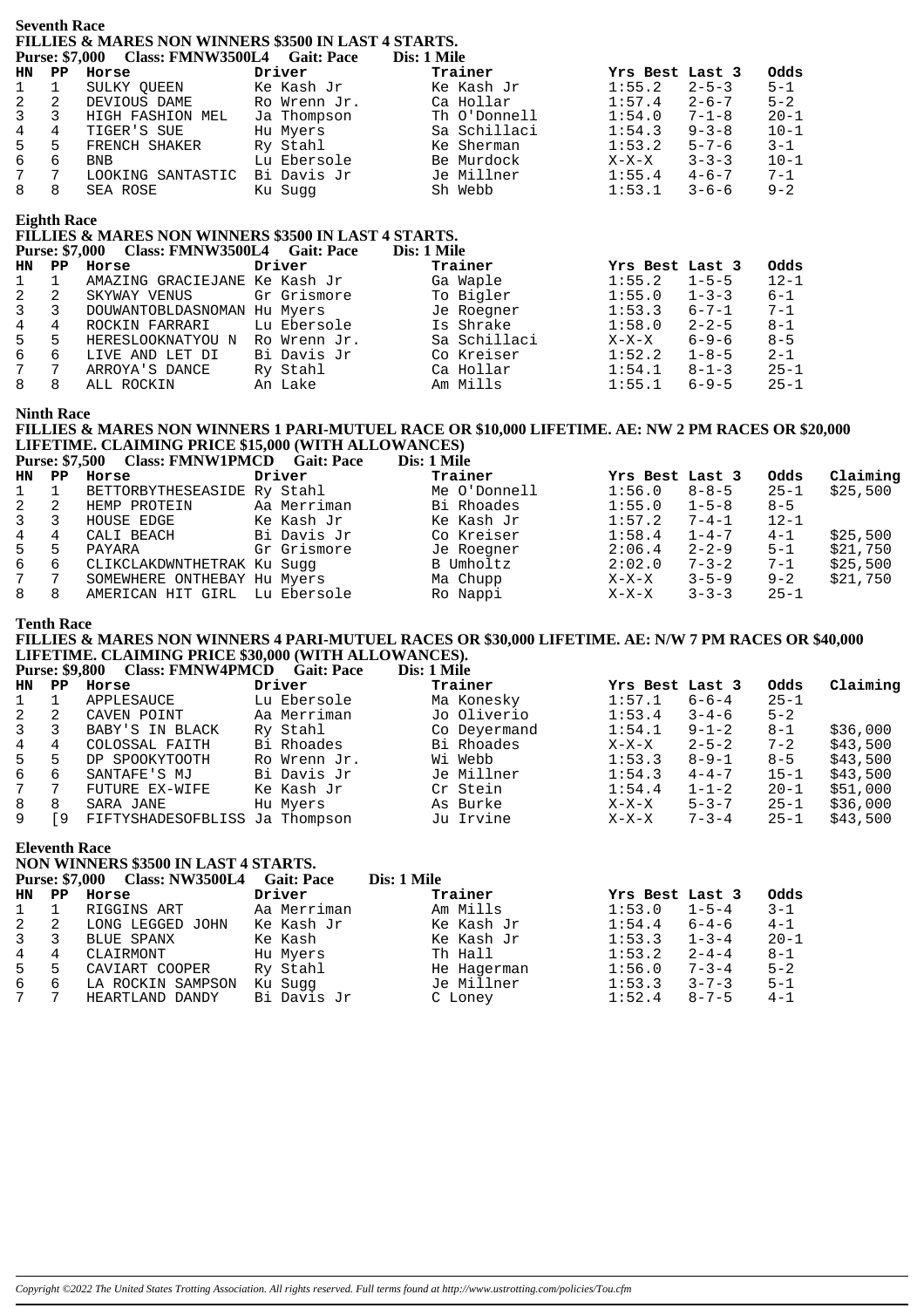## Seventh Race

**FILLIES & MARES NON WINNERS $3500 IN LAST 4 STARTS.**

**Purse: $7,000 Class: FMNW3500L4 Gait: Pace Dis: 1 Mile**

| HN | PP | Horse | Driver | Trainer | Yrs Best | Last 3 | Odds |
|---|---|---|---|---|---|---|---|
| 1 | 1 | SULKY QUEEN | Ke Kash Jr | Ke Kash Jr | 1:55.2 | 2-5-3 | 5-1 |
| 2 | 2 | DEVIOUS DAME | Ro Wrenn Jr. | Ca Hollar | 1:57.4 | 2-6-7 | 5-2 |
| 3 | 3 | HIGH FASHION MEL | Ja Thompson | Th O'Donnell | 1:54.0 | 7-1-8 | 20-1 |
| 4 | 4 | TIGER'S SUE | Hu Myers | Sa Schillaci | 1:54.3 | 9-3-8 | 10-1 |
| 5 | 5 | FRENCH SHAKER | Ry Stahl | Ke Sherman | 1:53.2 | 5-7-6 | 3-1 |
| 6 | 6 | BNB | Lu Ebersole | Be Murdock | X-X-X | 3-3-3 | 10-1 |
| 7 | 7 | LOOKING SANTASTIC | Bi Davis Jr | Je Millner | 1:55.4 | 4-6-7 | 7-1 |
| 8 | 8 | SEA ROSE | Ku Sugg | Sh Webb | 1:53.1 | 3-6-6 | 9-2 |

## Eighth Race

**FILLIES & MARES NON WINNERS $3500 IN LAST 4 STARTS.**

**Purse: $7,000 Class: FMNW3500L4 Gait: Pace Dis: 1 Mile**

| HN | PP | Horse | Driver | Trainer | Yrs Best | Last 3 | Odds |
|---|---|---|---|---|---|---|---|
| 1 | 1 | AMAZING GRACIEJANE | Ke Kash Jr | Ga Waple | 1:55.2 | 1-5-5 | 12-1 |
| 2 | 2 | SKYWAY VENUS | Gr Grismore | To Bigler | 1:55.0 | 1-3-3 | 6-1 |
| 3 | 3 | DOUWANTOBLDASNOMAN | Hu Myers | Je Roegner | 1:53.3 | 6-7-1 | 7-1 |
| 4 | 4 | ROCKIN FARRARI | Lu Ebersole | Is Shrake | 1:58.0 | 2-2-5 | 8-1 |
| 5 | 5 | HERESLOOKNATYOU N | Ro Wrenn Jr. | Sa Schillaci | X-X-X | 6-9-6 | 8-5 |
| 6 | 6 | LIVE AND LET DI | Bi Davis Jr | Co Kreiser | 1:52.2 | 1-8-5 | 2-1 |
| 7 | 7 | ARROYA'S DANCE | Ry Stahl | Ca Hollar | 1:54.1 | 8-1-3 | 25-1 |
| 8 | 8 | ALL ROCKIN | An Lake | Am Mills | 1:55.1 | 6-9-5 | 25-1 |

## Ninth Race

**FILLIES & MARES NON WINNERS 1 PARI-MUTUEL RACE OR $10,000 LIFETIME. AE: NW 2 PM RACES OR $20,000 LIFETIME. CLAIMING PRICE $15,000 (WITH ALLOWANCES)**

**Purse: $7,500 Class: FMNW1PMCD Gait: Pace Dis: 1 Mile**

| HN | PP | Horse | Driver | Trainer | Yrs Best | Last 3 | Odds | Claiming |
|---|---|---|---|---|---|---|---|---|
| 1 | 1 | BETTORBYTHESEASIDE | Ry Stahl | Me O'Donnell | 1:56.0 | 8-8-5 | 25-1 | $25,500 |
| 2 | 2 | HEMP PROTEIN | Aa Merriman | Bi Rhoades | 1:55.0 | 1-5-8 | 8-5 | |
| 3 | 3 | HOUSE EDGE | Ke Kash Jr | Ke Kash Jr | 1:57.2 | 7-4-1 | 12-1 | |
| 4 | 4 | CALI BEACH | Bi Davis Jr | Co Kreiser | 1:58.4 | 1-4-7 | 4-1 | $25,500 |
| 5 | 5 | PAYARA | Gr Grismore | Je Roegner | 2:06.4 | 2-2-9 | 5-1 | $21,750 |
| 6 | 6 | CLIKCLAKDWNTHETRAK | Ku Sugg | B Umholtz | 2:02.0 | 7-3-2 | 7-1 | $25,500 |
| 7 | 7 | SOMEWHERE ONTHEBAY | Hu Myers | Ma Chupp | X-X-X | 3-5-9 | 9-2 | $21,750 |
| 8 | 8 | AMERICAN HIT GIRL | Lu Ebersole | Ro Nappi | X-X-X | 3-3-3 | 25-1 | |

## Tenth Race

**FILLIES & MARES NON WINNERS 4 PARI-MUTUEL RACES OR $30,000 LIFETIME. AE: N/W 7 PM RACES OR $40,000 LIFETIME. CLAIMING PRICE $30,000 (WITH ALLOWANCES).**

**Purse: $9,800 Class: FMNW4PMCD Gait: Pace Dis: 1 Mile**

| HN | PP | Horse | Driver | Trainer | Yrs Best | Last 3 | Odds | Claiming |
|---|---|---|---|---|---|---|---|---|
| 1 | 1 | APPLESAUCE | Lu Ebersole | Ma Konesky | 1:57.1 | 6-6-4 | 25-1 | |
| 2 | 2 | CAVEN POINT | Aa Merriman | Jo Oliverio | 1:53.4 | 3-4-6 | 5-2 | |
| 3 | 3 | BABY'S IN BLACK | Ry Stahl | Co Deyermand | 1:54.1 | 9-1-2 | 8-1 | $36,000 |
| 4 | 4 | COLOSSAL FAITH | Bi Rhoades | Bi Rhoades | X-X-X | 2-5-2 | 7-2 | $43,500 |
| 5 | 5 | DP SPOOKYTOOTH | Ro Wrenn Jr. | Wi Webb | 1:53.3 | 8-9-1 | 8-5 | $43,500 |
| 6 | 6 | SANTAFE'S MJ | Bi Davis Jr | Je Millner | 1:54.3 | 4-4-7 | 15-1 | $43,500 |
| 7 | 7 | FUTURE EX-WIFE | Ke Kash Jr | Cr Stein | 1:54.4 | 1-1-2 | 20-1 | $51,000 |
| 8 | 8 | SARA JANE | Hu Myers | As Burke | X-X-X | 5-3-7 | 25-1 | $36,000 |
| 9 | [9 | FIFTYSHADESOFBLISS | Ja Thompson | Ju Irvine | X-X-X | 7-3-4 | 25-1 | $43,500 |

## Eleventh Race

**NON WINNERS $3500 IN LAST 4 STARTS.**

**Purse: $7,000 Class: NW3500L4 Gait: Pace Dis: 1 Mile**

| HN | PP | Horse | Driver | Trainer | Yrs Best | Last 3 | Odds |
|---|---|---|---|---|---|---|---|
| 1 | 1 | RIGGINS ART | Aa Merriman | Am Mills | 1:53.0 | 1-5-4 | 3-1 |
| 2 | 2 | LONG LEGGED JOHN | Ke Kash Jr | Ke Kash Jr | 1:54.4 | 6-4-6 | 4-1 |
| 3 | 3 | BLUE SPANX | Ke Kash | Ke Kash Jr | 1:53.3 | 1-3-4 | 20-1 |
| 4 | 4 | CLAIRMONT | Hu Myers | Th Hall | 1:53.2 | 2-4-4 | 8-1 |
| 5 | 5 | CAVIART COOPER | Ry Stahl | He Hagerman | 1:56.0 | 7-3-4 | 5-2 |
| 6 | 6 | LA ROCKIN SAMPSON | Ku Sugg | Je Millner | 1:53.3 | 3-7-3 | 5-1 |
| 7 | 7 | HEARTLAND DANDY | Bi Davis Jr | C Loney | 1:52.4 | 8-7-5 | 4-1 |

*Copyright ©2022 The United States Trotting Association. All rights reserved. Full terms found at http://www.ustrotting.com/policies/Tou.cfm*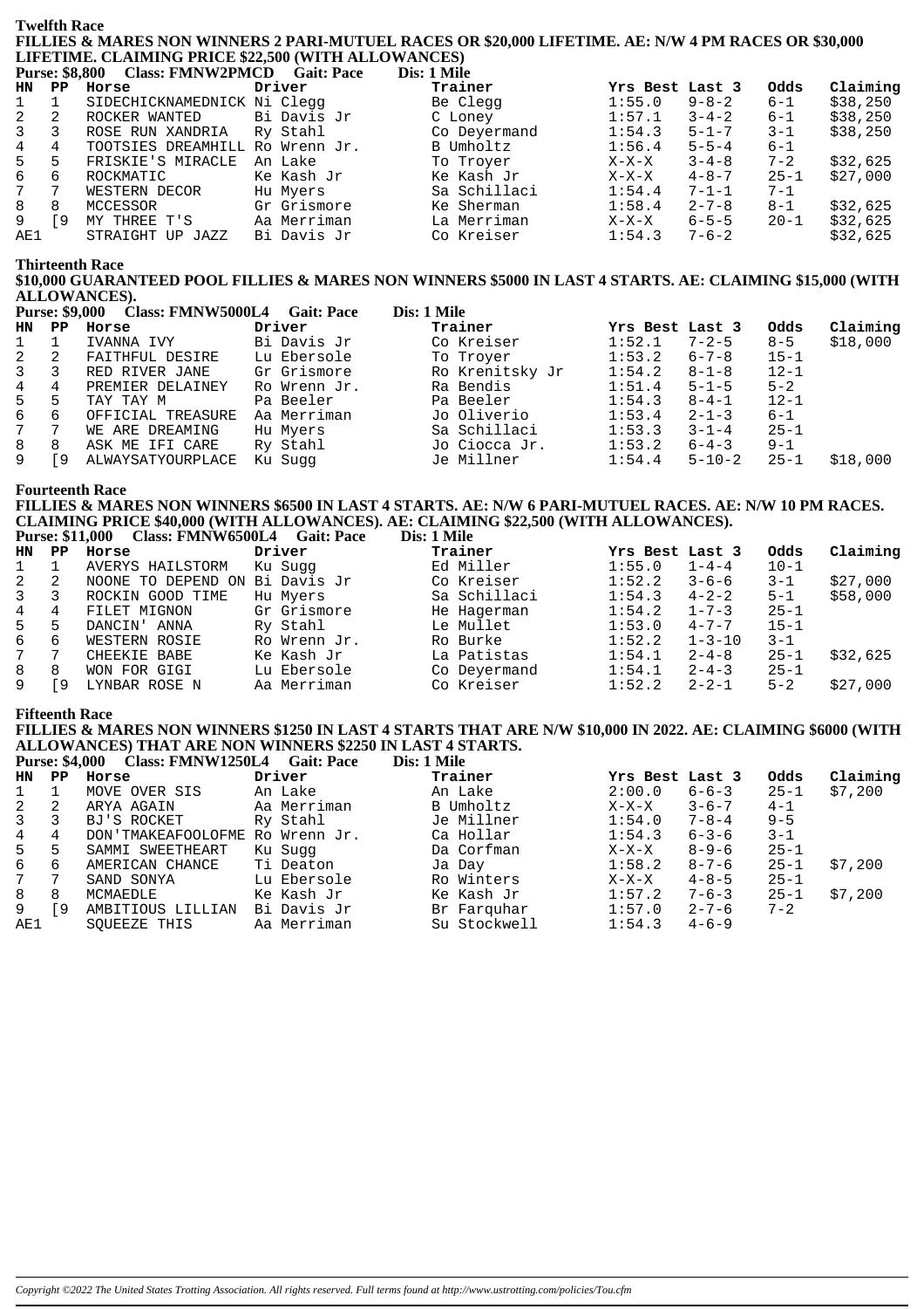## Twelfth Race

**FILLIES & MARES NON WINNERS 2 PARI-MUTUEL RACES OR $20,000 LIFETIME. AE: N/W 4 PM RACES OR $30,000 LIFETIME. CLAIMING PRICE $22,500 (WITH ALLOWANCES)**

**Purse: $8,800 Class: FMNW2PMCD Gait: Pace Dis: 1 Mile**

| HN | PP | Horse | Driver | Trainer | Yrs Best | Last 3 | Odds | Claiming |
|---|---|---|---|---|---|---|---|---|
| 1 | 1 | SIDECHICKNAMEDNICK | Ni Clegg | Be Clegg | 1:55.0 | 9-8-2 | 6-1 | $38,250 |
| 2 | 2 | ROCKER WANTED | Bi Davis Jr | C Loney | 1:57.1 | 3-4-2 | 6-1 | $38,250 |
| 3 | 3 | ROSE RUN XANDRIA | Ry Stahl | Co Deyermand | 1:54.3 | 5-1-7 | 3-1 | $38,250 |
| 4 | 4 | TOOTSIES DREAMHILL | Ro Wrenn Jr. | B Umholtz | 1:56.4 | 5-5-4 | 6-1 | |
| 5 | 5 | FRISKIE'S MIRACLE | An Lake | To Troyer | X-X-X | 3-4-8 | 7-2 | $32,625 |
| 6 | 6 | ROCKMATIC | Ke Kash Jr | Ke Kash Jr | X-X-X | 4-8-7 | 25-1 | $27,000 |
| 7 | 7 | WESTERN DECOR | Hu Myers | Sa Schillaci | 1:54.4 | 7-1-1 | 7-1 | |
| 8 | 8 | MCCESSOR | Gr Grismore | Ke Sherman | 1:58.4 | 2-7-8 | 8-1 | $32,625 |
| 9 | [9 | MY THREE T'S | Aa Merriman | La Merriman | X-X-X | 6-5-5 | 20-1 | $32,625 |
| AE1 | | STRAIGHT UP JAZZ | Bi Davis Jr | Co Kreiser | 1:54.3 | 7-6-2 | | $32,625 |

## Thirteenth Race

**$10,000 GUARANTEED POOL FILLIES & MARES NON WINNERS $5000 IN LAST 4 STARTS. AE: CLAIMING $15,000 (WITH ALLOWANCES).**

**Purse: $9,000 Class: FMNW5000L4 Gait: Pace Dis: 1 Mile**

| HN | PP | Horse | Driver | Trainer | Yrs Best | Last 3 | Odds | Claiming |
|---|---|---|---|---|---|---|---|---|
| 1 | 1 | IVANNA IVY | Bi Davis Jr | Co Kreiser | 1:52.1 | 7-2-5 | 8-5 | $18,000 |
| 2 | 2 | FAITHFUL DESIRE | Lu Ebersole | To Troyer | 1:53.2 | 6-7-8 | 15-1 | |
| 3 | 3 | RED RIVER JANE | Gr Grismore | Ro Krenitsky Jr | 1:54.2 | 8-1-8 | 12-1 | |
| 4 | 4 | PREMIER DELAINEY | Ro Wrenn Jr. | Ra Bendis | 1:51.4 | 5-1-5 | 5-2 | |
| 5 | 5 | TAY TAY M | Pa Beeler | Pa Beeler | 1:54.3 | 8-4-1 | 12-1 | |
| 6 | 6 | OFFICIAL TREASURE | Aa Merriman | Jo Oliverio | 1:53.4 | 2-1-3 | 6-1 | |
| 7 | 7 | WE ARE DREAMING | Hu Myers | Sa Schillaci | 1:53.3 | 3-1-4 | 25-1 | |
| 8 | 8 | ASK ME IFI CARE | Ry Stahl | Jo Ciocca Jr. | 1:53.2 | 6-4-3 | 9-1 | |
| 9 | [9 | ALWAYSATYOURPLACE | Ku Sugg | Je Millner | 1:54.4 | 5-10-2 | 25-1 | $18,000 |

## Fourteenth Race

**FILLIES & MARES NON WINNERS $6500 IN LAST 4 STARTS. AE: N/W 6 PARI-MUTUEL RACES. AE: N/W 10 PM RACES. CLAIMING PRICE $40,000 (WITH ALLOWANCES). AE: CLAIMING $22,500 (WITH ALLOWANCES).**

**Purse: $11,000 Class: FMNW6500L4 Gait: Pace Dis: 1 Mile**

| HN | PP | Horse | Driver | Trainer | Yrs Best | Last 3 | Odds | Claiming |
|---|---|---|---|---|---|---|---|---|
| 1 | 1 | AVERYS HAILSTORM | Ku Sugg | Ed Miller | 1:55.0 | 1-4-4 | 10-1 | |
| 2 | 2 | NOONE TO DEPEND ON | Bi Davis Jr | Co Kreiser | 1:52.2 | 3-6-6 | 3-1 | $27,000 |
| 3 | 3 | ROCKIN GOOD TIME | Hu Myers | Sa Schillaci | 1:54.3 | 4-2-2 | 5-1 | $58,000 |
| 4 | 4 | FILET MIGNON | Gr Grismore | He Hagerman | 1:54.2 | 1-7-3 | 25-1 | |
| 5 | 5 | DANCIN' ANNA | Ry Stahl | Le Mullet | 1:53.0 | 4-7-7 | 15-1 | |
| 6 | 6 | WESTERN ROSIE | Ro Wrenn Jr. | Ro Burke | 1:52.2 | 1-3-10 | 3-1 | |
| 7 | 7 | CHEEKIE BABE | Ke Kash Jr | La Patistas | 1:54.1 | 2-4-8 | 25-1 | $32,625 |
| 8 | 8 | WON FOR GIGI | Lu Ebersole | Co Deyermand | 1:54.1 | 2-4-3 | 25-1 | |
| 9 | [9 | LYNBAR ROSE N | Aa Merriman | Co Kreiser | 1:52.2 | 2-2-1 | 5-2 | $27,000 |

## Fifteenth Race

**FILLIES & MARES NON WINNERS $1250 IN LAST 4 STARTS THAT ARE N/W $10,000 IN 2022. AE: CLAIMING $6000 (WITH ALLOWANCES) THAT ARE NON WINNERS $2250 IN LAST 4 STARTS.**

**Purse: $4,000 Class: FMNW1250L4 Gait: Pace Dis: 1 Mile**

| HN | PP | Horse | Driver | Trainer | Yrs Best | Last 3 | Odds | Claiming |
|---|---|---|---|---|---|---|---|---|
| 1 | 1 | MOVE OVER SIS | An Lake | An Lake | 2:00.0 | 6-6-3 | 25-1 | $7,200 |
| 2 | 2 | ARYA AGAIN | Aa Merriman | B Umholtz | X-X-X | 3-6-7 | 4-1 | |
| 3 | 3 | BJ'S ROCKET | Ry Stahl | Je Millner | 1:54.0 | 7-8-4 | 9-5 | |
| 4 | 4 | DON'TMAKEAFOOLOFME | Ro Wrenn Jr. | Ca Hollar | 1:54.3 | 6-3-6 | 3-1 | |
| 5 | 5 | SAMMI SWEETHEART | Ku Sugg | Da Corfman | X-X-X | 8-9-6 | 25-1 | |
| 6 | 6 | AMERICAN CHANCE | Ti Deaton | Ja Day | 1:58.2 | 8-7-6 | 25-1 | $7,200 |
| 7 | 7 | SAND SONYA | Lu Ebersole | Ro Winters | X-X-X | 4-8-5 | 25-1 | |
| 8 | 8 | MCMAEDLE | Ke Kash Jr | Ke Kash Jr | 1:57.2 | 7-6-3 | 25-1 | $7,200 |
| 9 | [9 | AMBITIOUS LILLIAN | Bi Davis Jr | Br Farquhar | 1:57.0 | 2-7-6 | 7-2 | |
| AE1 | | SQUEEZE THIS | Aa Merriman | Su Stockwell | 1:54.3 | 4-6-9 | | |

*Copyright ©2022 The United States Trotting Association. All rights reserved. Full terms found at http://www.ustrotting.com/policies/Tou.cfm*